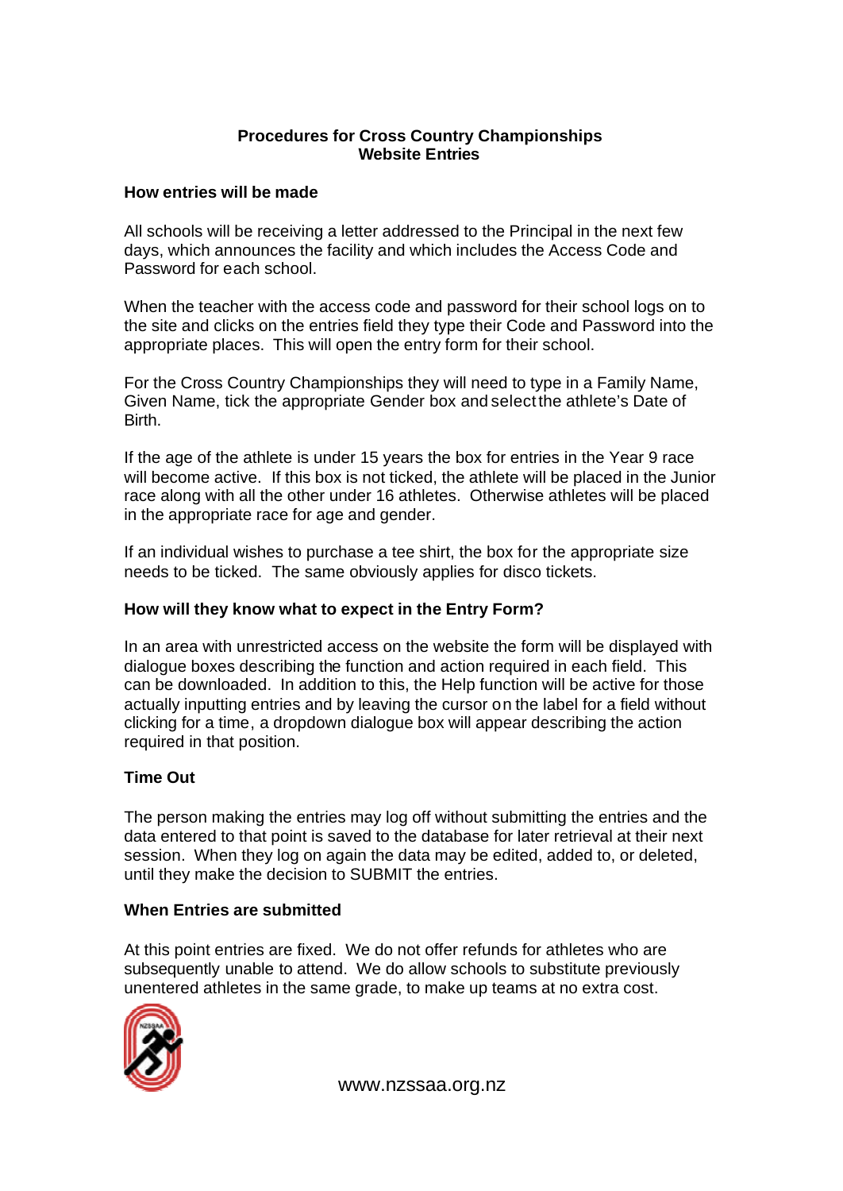# Procedures for Cross Country Championships
# Website Entries

### How entries will be made

All schools will be receiving a letter addressed to the Principal in the next few days, which announces the facility and which includes the Access Code and Password for each school.

When the teacher with the access code and password for their school logs on to the site and clicks on the entries field they type their Code and Password into the appropriate places. This will open the entry form for their school.

For the Cross Country Championships they will need to type in a Family Name, Given Name, tick the appropriate Gender box and select the athlete's Date of Birth.

If the age of the athlete is under 15 years the box for entries in the Year 9 race will become active. If this box is not ticked, the athlete will be placed in the Junior race along with all the other under 16 athletes. Otherwise athletes will be placed in the appropriate race for age and gender.

If an individual wishes to purchase a tee shirt, the box for the appropriate size needs to be ticked. The same obviously applies for disco tickets.

### How will they know what to expect in the Entry Form?

In an area with unrestricted access on the website the form will be displayed with dialogue boxes describing the function and action required in each field. This can be downloaded. In addition to this, the Help function will be active for those actually inputting entries and by leaving the cursor on the label for a field without clicking for a time, a dropdown dialogue box will appear describing the action required in that position.

### Time Out

The person making the entries may log off without submitting the entries and the data entered to that point is saved to the database for later retrieval at their next session. When they log on again the data may be edited, added to, or deleted, until they make the decision to SUBMIT the entries.

### When Entries are submitted

At this point entries are fixed. We do not offer refunds for athletes who are subsequently unable to attend. We do allow schools to substitute previously unentered athletes in the same grade, to make up teams at no extra cost.

www.nzssaa.org.nz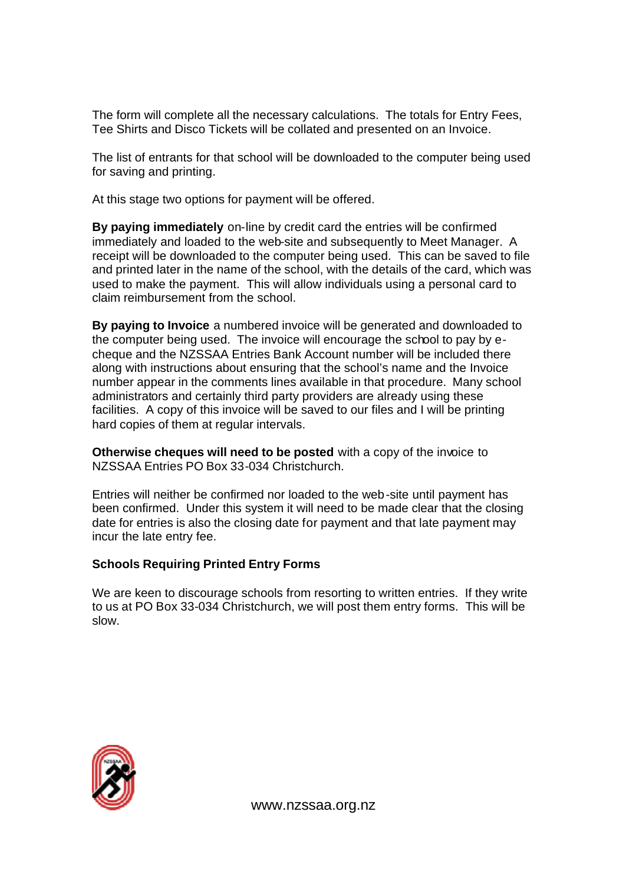The form will complete all the necessary calculations. The totals for Entry Fees, Tee Shirts and Disco Tickets will be collated and presented on an Invoice.

The list of entrants for that school will be downloaded to the computer being used for saving and printing.

At this stage two options for payment will be offered.

**By paying immediately** on-line by credit card the entries will be confirmed immediately and loaded to the web-site and subsequently to Meet Manager. A receipt will be downloaded to the computer being used. This can be saved to file and printed later in the name of the school, with the details of the card, which was used to make the payment. This will allow individuals using a personal card to claim reimbursement from the school.

**By paying to Invoice** a numbered invoice will be generated and downloaded to the computer being used. The invoice will encourage the school to pay by e-cheque and the NZSSAA Entries Bank Account number will be included there along with instructions about ensuring that the school's name and the Invoice number appear in the comments lines available in that procedure. Many school administrators and certainly third party providers are already using these facilities. A copy of this invoice will be saved to our files and I will be printing hard copies of them at regular intervals.

**Otherwise cheques will need to be posted** with a copy of the invoice to NZSSAA Entries PO Box 33-034 Christchurch.

Entries will neither be confirmed nor loaded to the web-site until payment has been confirmed. Under this system it will need to be made clear that the closing date for entries is also the closing date for payment and that late payment may incur the late entry fee.

**Schools Requiring Printed Entry Forms**

We are keen to discourage schools from resorting to written entries. If they write to us at PO Box 33-034 Christchurch, we will post them entry forms. This will be slow.